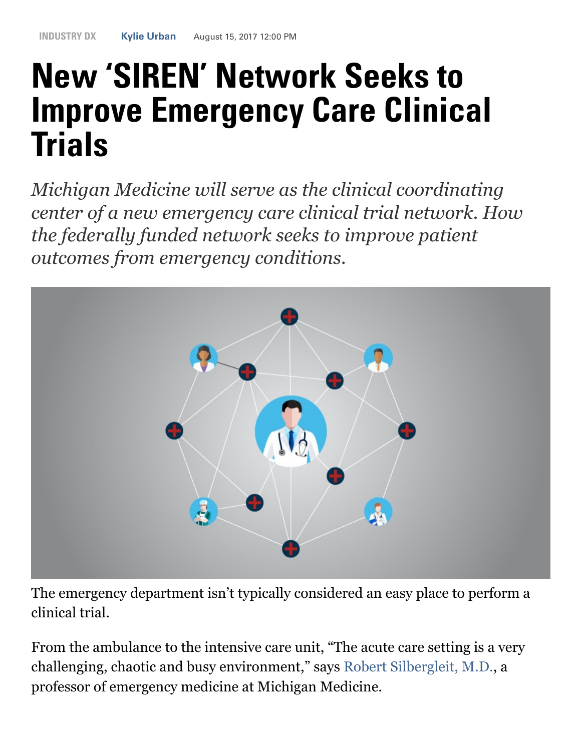INDUSTRY DX Kylie Urban August 15, 2017 12:00 PM

# New 'SIREN' Network Seeks to Improve Emergency Care Clinical Trials

*Michigan Medicine will serve as the clinical coordinating center of a new emergency care clinical trial network. How the federally funded network seeks to improve patient outcomes from emergency conditions.*

The emergency department isn't typically considered an easy place to perform a clinical trial.

From the ambulance to the intensive care unit, "The acute care setting is a very challenging, chaotic and busy environment," says Robert Silbergleit, M.D., a professor of emergency medicine at Michigan Medicine.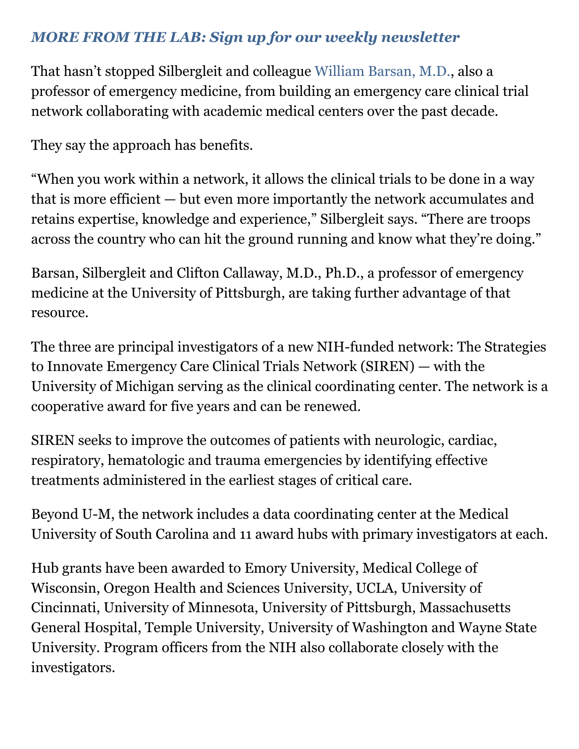*MORE FROM THE LAB: Sign up for our weekly newsletter*

That hasn't stopped Silbergleit and colleague William Barsan, M.D., also a professor of emergency medicine, from building an emergency care clinical trial network collaborating with academic medical centers over the past decade.

They say the approach has benefits.

"When you work within a network, it allows the clinical trials to be done in a way that is more efficient — but even more importantly the network accumulates and retains expertise, knowledge and experience," Silbergleit says. "There are troops across the country who can hit the ground running and know what they're doing."

Barsan, Silbergleit and Clifton Callaway, M.D., Ph.D., a professor of emergency medicine at the University of Pittsburgh, are taking further advantage of that resource.

The three are principal investigators of a new NIH-funded network: The Strategies to Innovate Emergency Care Clinical Trials Network (SIREN) — with the University of Michigan serving as the clinical coordinating center. The network is a cooperative award for five years and can be renewed.

SIREN seeks to improve the outcomes of patients with neurologic, cardiac, respiratory, hematologic and trauma emergencies by identifying effective treatments administered in the earliest stages of critical care.

Beyond U-M, the network includes a data coordinating center at the Medical University of South Carolina and 11 award hubs with primary investigators at each.

Hub grants have been awarded to Emory University, Medical College of Wisconsin, Oregon Health and Sciences University, UCLA, University of Cincinnati, University of Minnesota, University of Pittsburgh, Massachusetts General Hospital, Temple University, University of Washington and Wayne State University. Program officers from the NIH also collaborate closely with the investigators.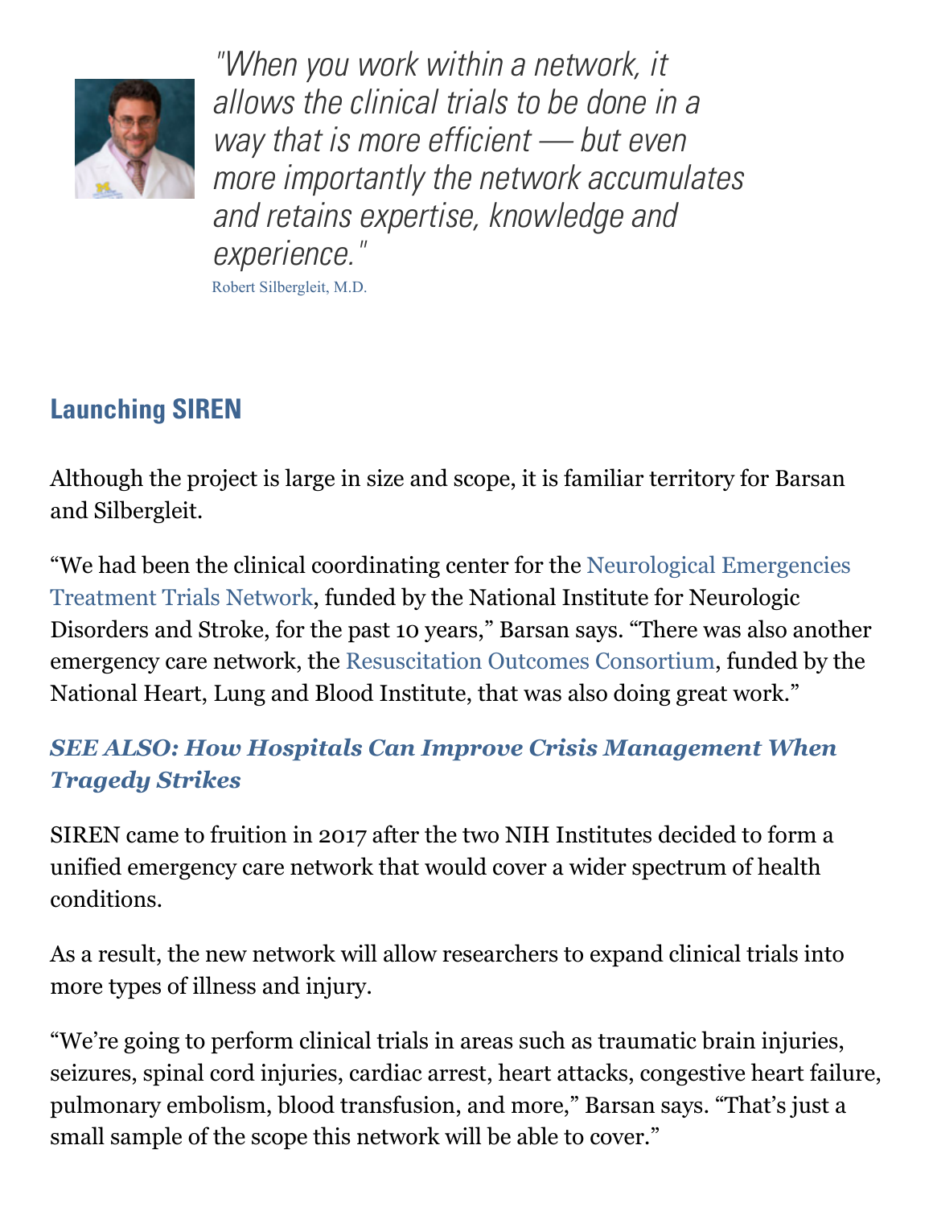*"When you work within a network, it allows the clinical trials to be done in a way that is more efficient — but even more importantly the network accumulates and retains expertise, knowledge and experience."*

Robert Silbergleit, M.D.

## Launching SIREN

Although the project is large in size and scope, it is familiar territory for Barsan and Silbergleit.

"We had been the clinical coordinating center for the Neurological Emergencies Treatment Trials Network, funded by the National Institute for Neurologic Disorders and Stroke, for the past 10 years," Barsan says. "There was also another emergency care network, the Resuscitation Outcomes Consortium, funded by the National Heart, Lung and Blood Institute, that was also doing great work."

***SEE ALSO: How Hospitals Can Improve Crisis Management When Tragedy Strikes***

SIREN came to fruition in 2017 after the two NIH Institutes decided to form a unified emergency care network that would cover a wider spectrum of health conditions.

As a result, the new network will allow researchers to expand clinical trials into more types of illness and injury.

"We're going to perform clinical trials in areas such as traumatic brain injuries, seizures, spinal cord injuries, cardiac arrest, heart attacks, congestive heart failure, pulmonary embolism, blood transfusion, and more," Barsan says. "That's just a small sample of the scope this network will be able to cover."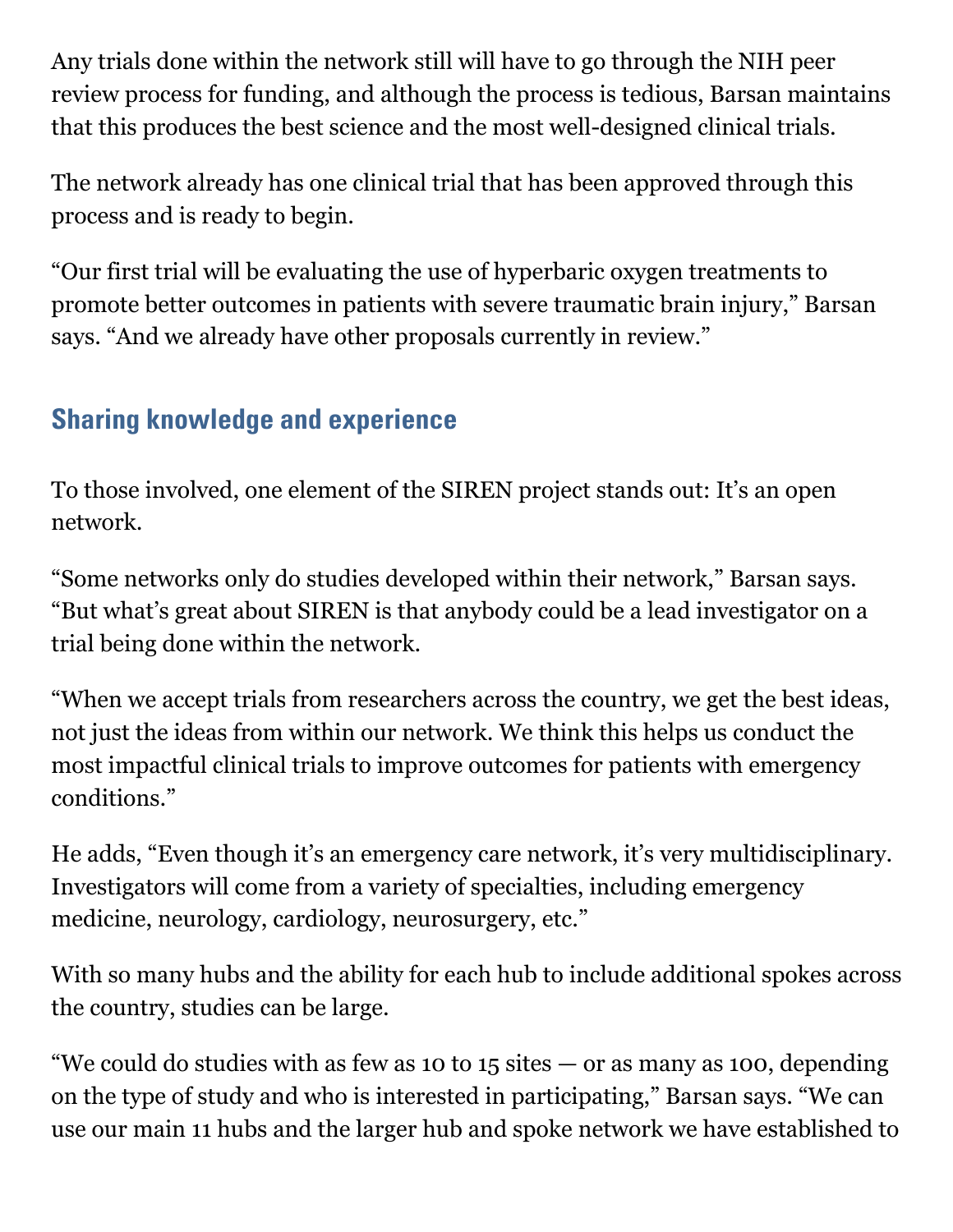Any trials done within the network still will have to go through the NIH peer review process for funding, and although the process is tedious, Barsan maintains that this produces the best science and the most well-designed clinical trials.

The network already has one clinical trial that has been approved through this process and is ready to begin.

"Our first trial will be evaluating the use of hyperbaric oxygen treatments to promote better outcomes in patients with severe traumatic brain injury," Barsan says. "And we already have other proposals currently in review."

## Sharing knowledge and experience

To those involved, one element of the SIREN project stands out: It's an open network.

"Some networks only do studies developed within their network," Barsan says. "But what's great about SIREN is that anybody could be a lead investigator on a trial being done within the network.

"When we accept trials from researchers across the country, we get the best ideas, not just the ideas from within our network. We think this helps us conduct the most impactful clinical trials to improve outcomes for patients with emergency conditions."

He adds, "Even though it's an emergency care network, it's very multidisciplinary. Investigators will come from a variety of specialties, including emergency medicine, neurology, cardiology, neurosurgery, etc."

With so many hubs and the ability for each hub to include additional spokes across the country, studies can be large.

"We could do studies with as few as 10 to 15 sites — or as many as 100, depending on the type of study and who is interested in participating," Barsan says. "We can use our main 11 hubs and the larger hub and spoke network we have established to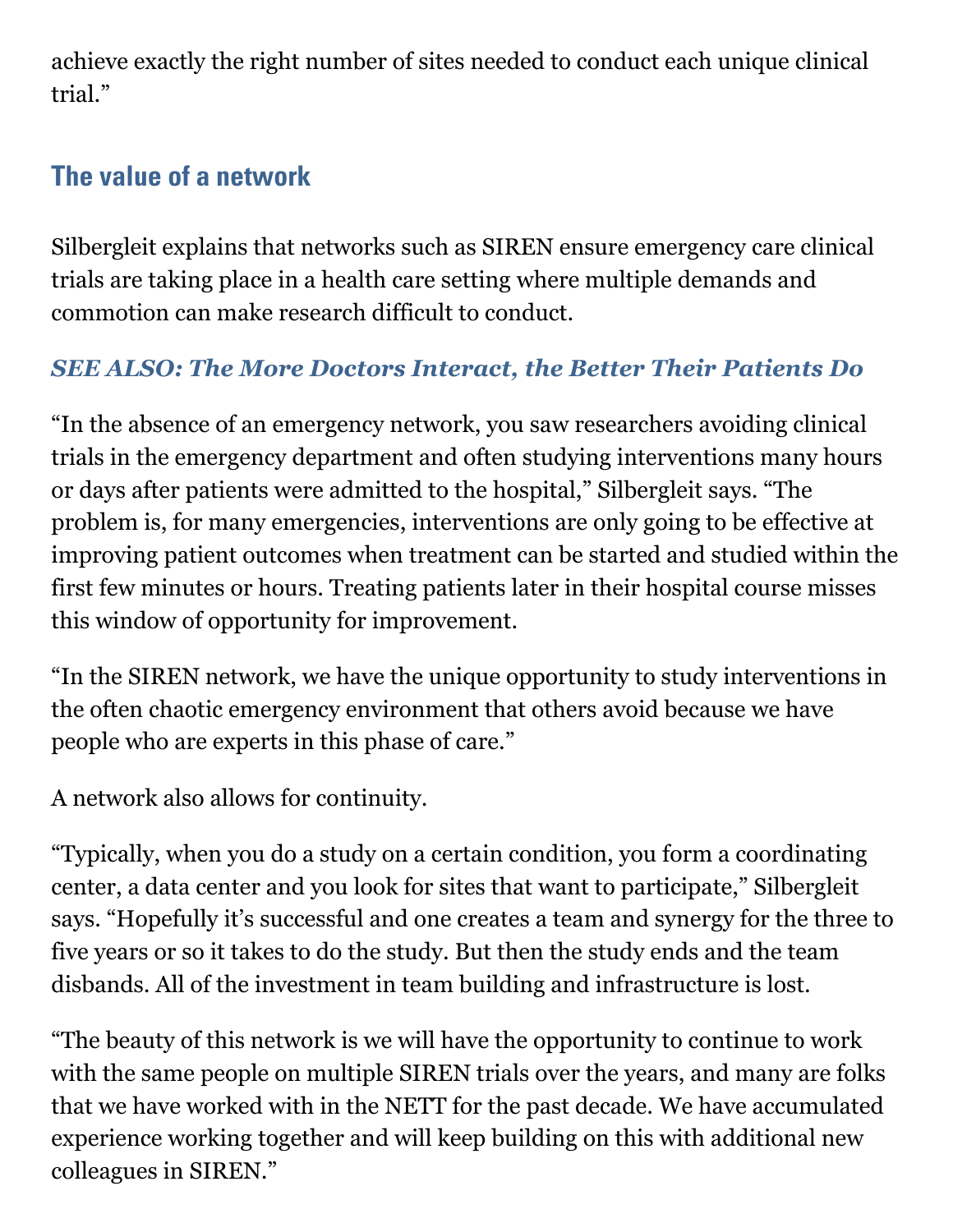achieve exactly the right number of sites needed to conduct each unique clinical trial."

## The value of a network

Silbergleit explains that networks such as SIREN ensure emergency care clinical trials are taking place in a health care setting where multiple demands and commotion can make research difficult to conduct.

***SEE ALSO: The More Doctors Interact, the Better Their Patients Do***

"In the absence of an emergency network, you saw researchers avoiding clinical trials in the emergency department and often studying interventions many hours or days after patients were admitted to the hospital," Silbergleit says. "The problem is, for many emergencies, interventions are only going to be effective at improving patient outcomes when treatment can be started and studied within the first few minutes or hours. Treating patients later in their hospital course misses this window of opportunity for improvement.

"In the SIREN network, we have the unique opportunity to study interventions in the often chaotic emergency environment that others avoid because we have people who are experts in this phase of care."

A network also allows for continuity.

"Typically, when you do a study on a certain condition, you form a coordinating center, a data center and you look for sites that want to participate," Silbergleit says. "Hopefully it's successful and one creates a team and synergy for the three to five years or so it takes to do the study. But then the study ends and the team disbands. All of the investment in team building and infrastructure is lost.

"The beauty of this network is we will have the opportunity to continue to work with the same people on multiple SIREN trials over the years, and many are folks that we have worked with in the NETT for the past decade. We have accumulated experience working together and will keep building on this with additional new colleagues in SIREN."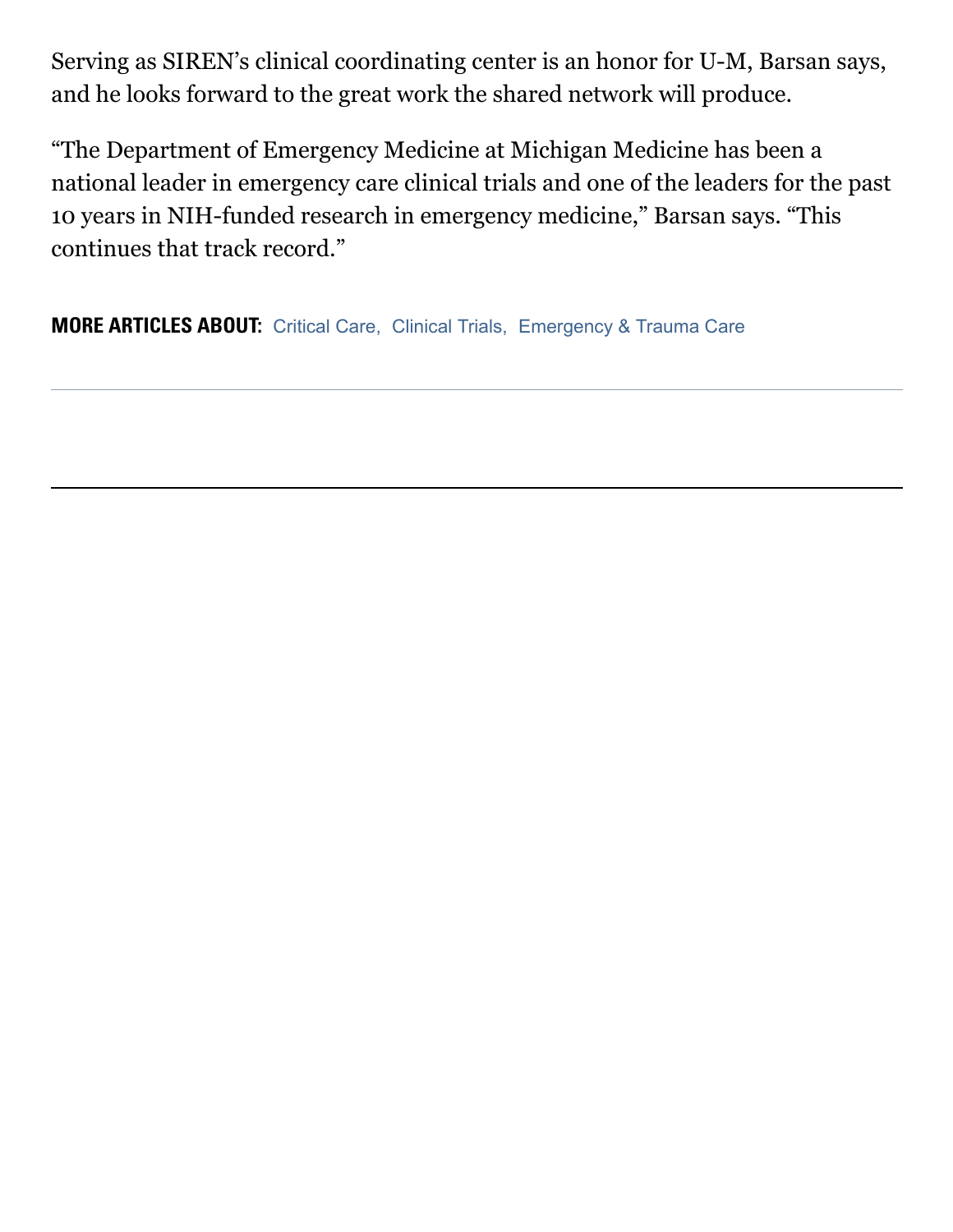Serving as SIREN's clinical coordinating center is an honor for U-M, Barsan says, and he looks forward to the great work the shared network will produce.

"The Department of Emergency Medicine at Michigan Medicine has been a national leader in emergency care clinical trials and one of the leaders for the past 10 years in NIH-funded research in emergency medicine," Barsan says. "This continues that track record."

**MORE ARTICLES ABOUT:** Critical Care, Clinical Trials, Emergency & Trauma Care

---

---